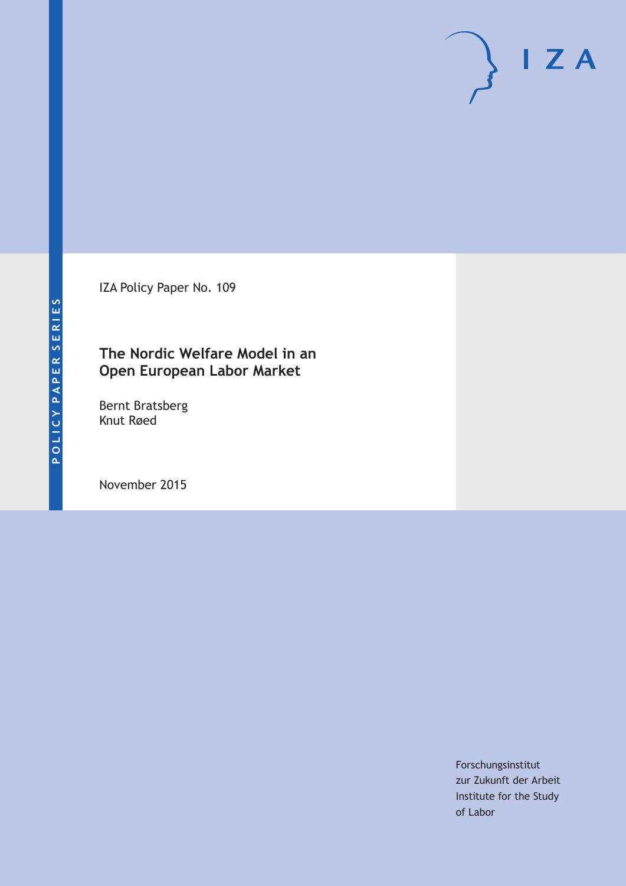POLICY PAPER SERIES

IZA Policy Paper No. 109

# The Nordic Welfare Model in an Open European Labor Market

Bernt Bratsberg
Knut Røed

November 2015

Forschungsinstitut
zur Zukunft der Arbeit
Institute for the Study
of Labor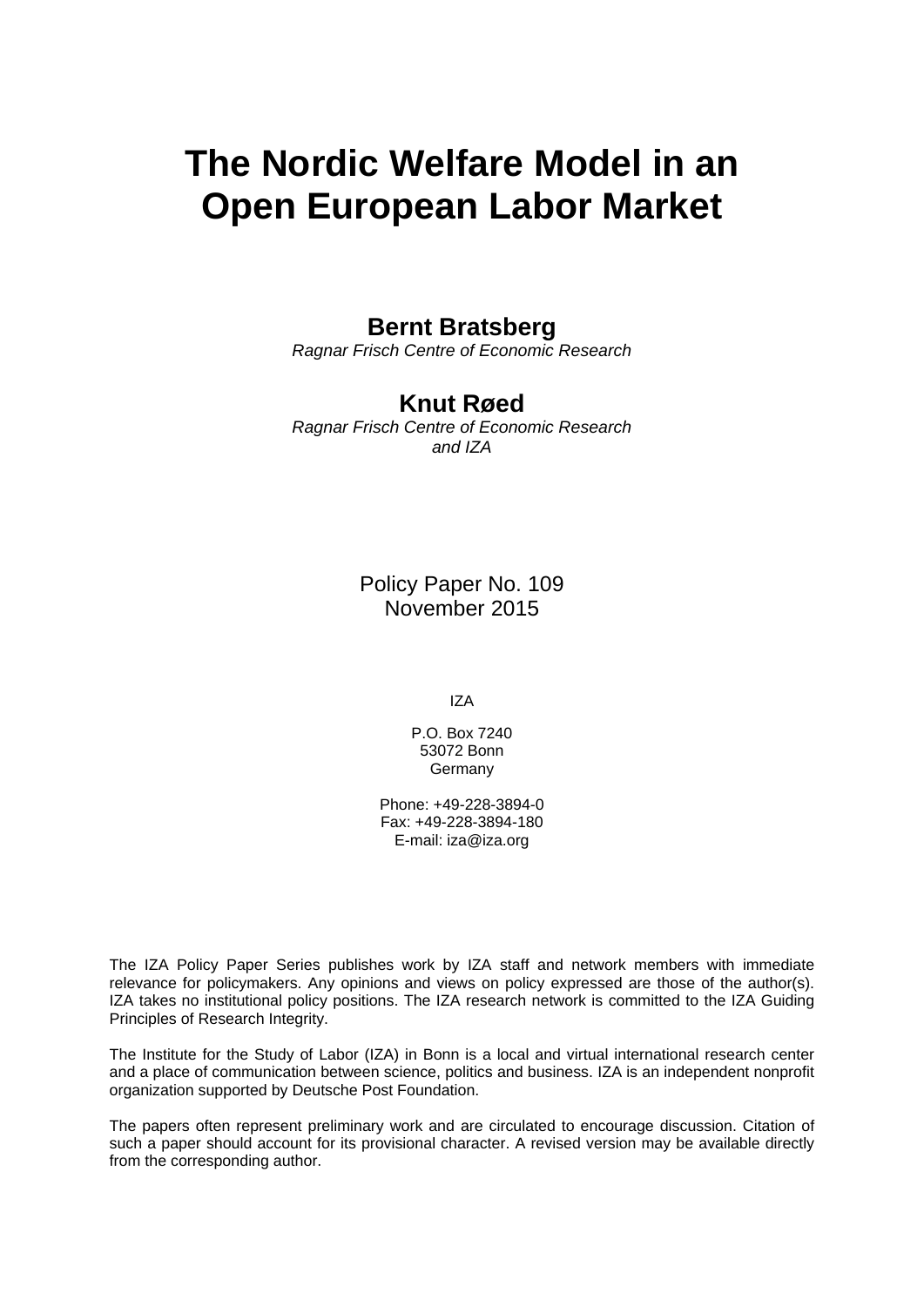# The Nordic Welfare Model in an Open European Labor Market

**Bernt Bratsberg**
*Ragnar Frisch Centre of Economic Research*

**Knut Røed**
*Ragnar Frisch Centre of Economic Research and IZA*

Policy Paper No. 109
November 2015

IZA

P.O. Box 7240
53072 Bonn
Germany

Phone: +49-228-3894-0
Fax: +49-228-3894-180
E-mail: iza@iza.org

The IZA Policy Paper Series publishes work by IZA staff and network members with immediate relevance for policymakers. Any opinions and views on policy expressed are those of the author(s). IZA takes no institutional policy positions. The IZA research network is committed to the IZA Guiding Principles of Research Integrity.

The Institute for the Study of Labor (IZA) in Bonn is a local and virtual international research center and a place of communication between science, politics and business. IZA is an independent nonprofit organization supported by Deutsche Post Foundation.

The papers often represent preliminary work and are circulated to encourage discussion. Citation of such a paper should account for its provisional character. A revised version may be available directly from the corresponding author.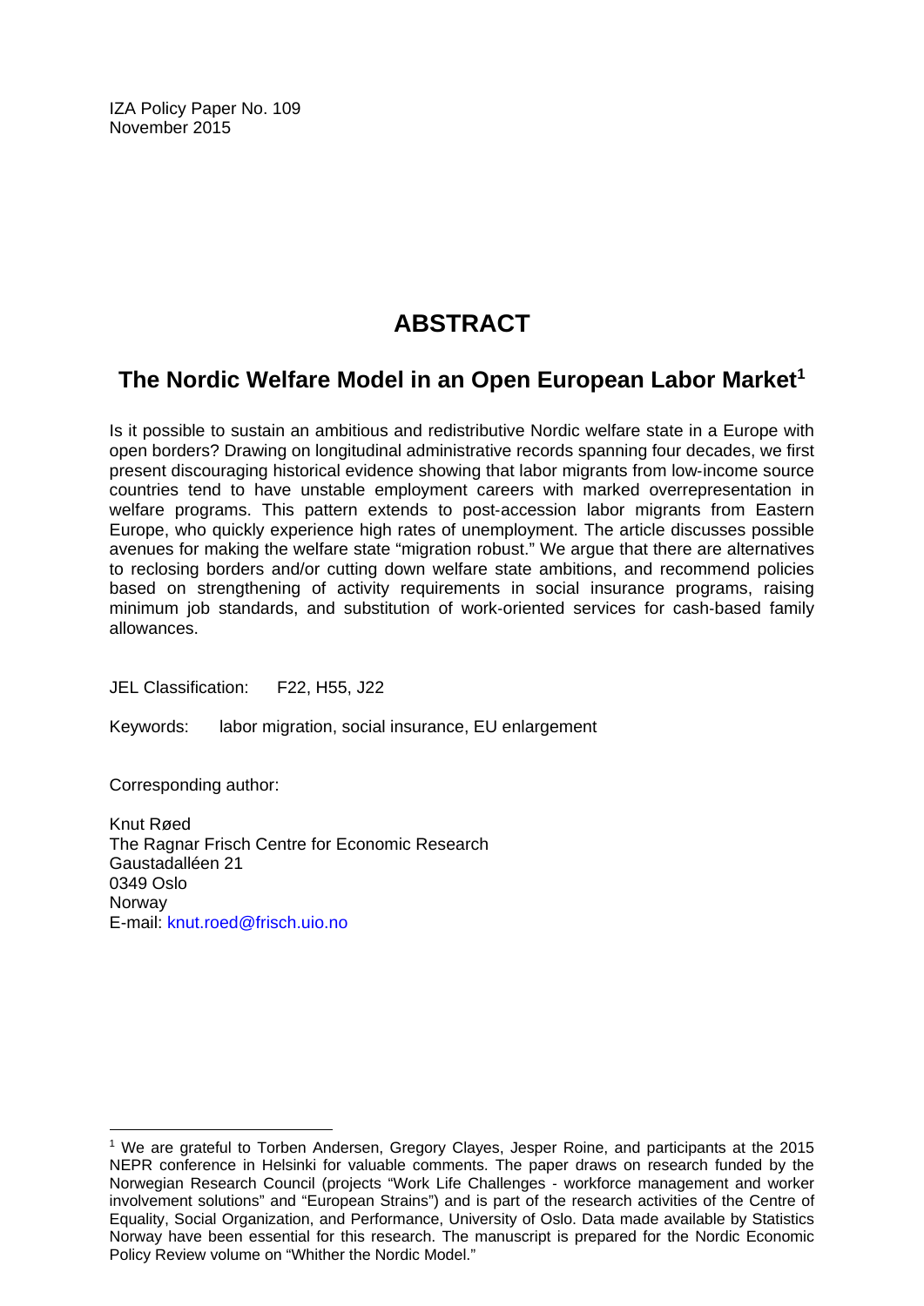IZA Policy Paper No. 109
November 2015

# ABSTRACT

## The Nordic Welfare Model in an Open European Labor Market[1]

Is it possible to sustain an ambitious and redistributive Nordic welfare state in a Europe with open borders? Drawing on longitudinal administrative records spanning four decades, we first present discouraging historical evidence showing that labor migrants from low-income source countries tend to have unstable employment careers with marked overrepresentation in welfare programs. This pattern extends to post-accession labor migrants from Eastern Europe, who quickly experience high rates of unemployment. The article discusses possible avenues for making the welfare state "migration robust." We argue that there are alternatives to reclosing borders and/or cutting down welfare state ambitions, and recommend policies based on strengthening of activity requirements in social insurance programs, raising minimum job standards, and substitution of work-oriented services for cash-based family allowances.

JEL Classification: F22, H55, J22

Keywords: labor migration, social insurance, EU enlargement

Corresponding author:

Knut Røed
The Ragnar Frisch Centre for Economic Research
Gaustadalléen 21
0349 Oslo
Norway
E-mail: knut.roed@frisch.uio.no

[1] We are grateful to Torben Andersen, Gregory Clayes, Jesper Roine, and participants at the 2015 NEPR conference in Helsinki for valuable comments. The paper draws on research funded by the Norwegian Research Council (projects "Work Life Challenges - workforce management and worker involvement solutions" and "European Strains") and is part of the research activities of the Centre of Equality, Social Organization, and Performance, University of Oslo. Data made available by Statistics Norway have been essential for this research. The manuscript is prepared for the Nordic Economic Policy Review volume on "Whither the Nordic Model."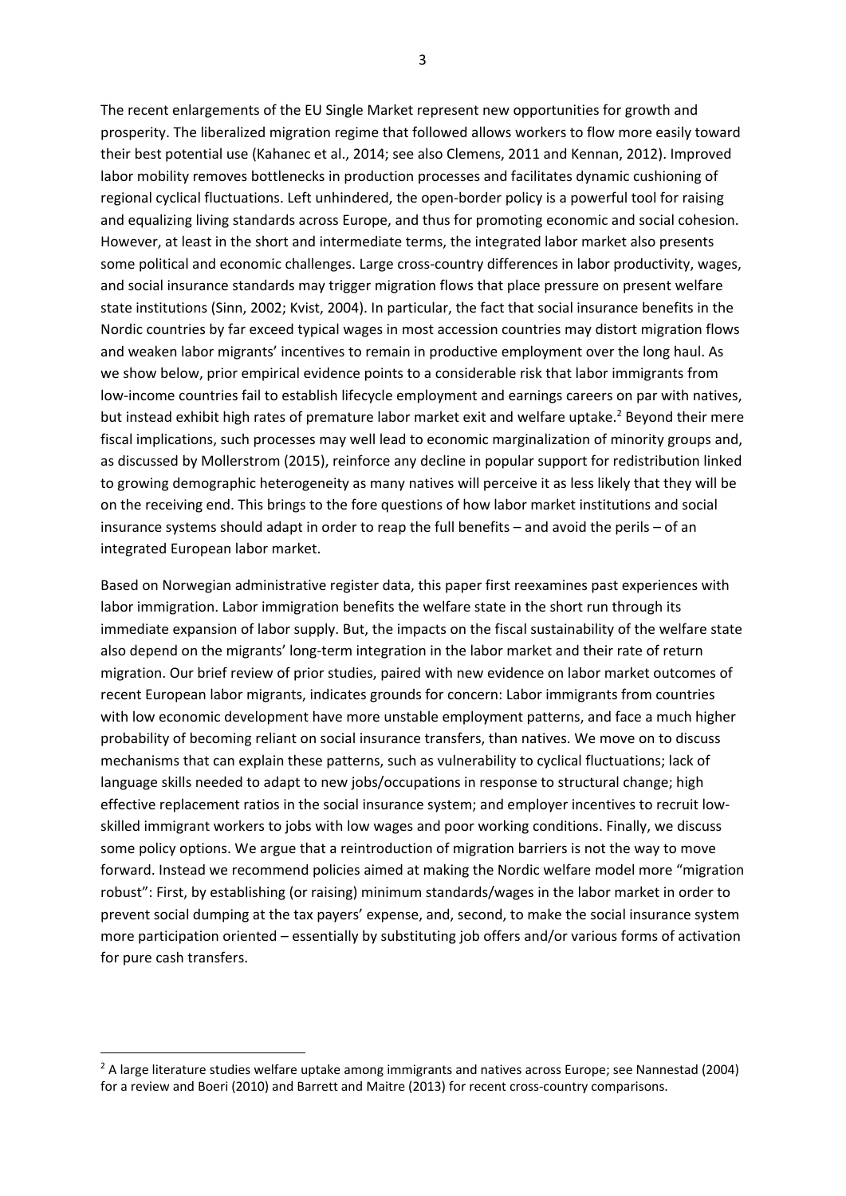The recent enlargements of the EU Single Market represent new opportunities for growth and prosperity. The liberalized migration regime that followed allows workers to flow more easily toward their best potential use (Kahanec et al., 2014; see also Clemens, 2011 and Kennan, 2012). Improved labor mobility removes bottlenecks in production processes and facilitates dynamic cushioning of regional cyclical fluctuations. Left unhindered, the open-border policy is a powerful tool for raising and equalizing living standards across Europe, and thus for promoting economic and social cohesion. However, at least in the short and intermediate terms, the integrated labor market also presents some political and economic challenges. Large cross-country differences in labor productivity, wages, and social insurance standards may trigger migration flows that place pressure on present welfare state institutions (Sinn, 2002; Kvist, 2004). In particular, the fact that social insurance benefits in the Nordic countries by far exceed typical wages in most accession countries may distort migration flows and weaken labor migrants' incentives to remain in productive employment over the long haul. As we show below, prior empirical evidence points to a considerable risk that labor immigrants from low-income countries fail to establish lifecycle employment and earnings careers on par with natives, but instead exhibit high rates of premature labor market exit and welfare uptake.[2] Beyond their mere fiscal implications, such processes may well lead to economic marginalization of minority groups and, as discussed by Mollerstrom (2015), reinforce any decline in popular support for redistribution linked to growing demographic heterogeneity as many natives will perceive it as less likely that they will be on the receiving end. This brings to the fore questions of how labor market institutions and social insurance systems should adapt in order to reap the full benefits – and avoid the perils – of an integrated European labor market.

Based on Norwegian administrative register data, this paper first reexamines past experiences with labor immigration. Labor immigration benefits the welfare state in the short run through its immediate expansion of labor supply. But, the impacts on the fiscal sustainability of the welfare state also depend on the migrants' long-term integration in the labor market and their rate of return migration. Our brief review of prior studies, paired with new evidence on labor market outcomes of recent European labor migrants, indicates grounds for concern: Labor immigrants from countries with low economic development have more unstable employment patterns, and face a much higher probability of becoming reliant on social insurance transfers, than natives. We move on to discuss mechanisms that can explain these patterns, such as vulnerability to cyclical fluctuations; lack of language skills needed to adapt to new jobs/occupations in response to structural change; high effective replacement ratios in the social insurance system; and employer incentives to recruit low-skilled immigrant workers to jobs with low wages and poor working conditions. Finally, we discuss some policy options. We argue that a reintroduction of migration barriers is not the way to move forward. Instead we recommend policies aimed at making the Nordic welfare model more "migration robust": First, by establishing (or raising) minimum standards/wages in the labor market in order to prevent social dumping at the tax payers' expense, and, second, to make the social insurance system more participation oriented – essentially by substituting job offers and/or various forms of activation for pure cash transfers.

[2] A large literature studies welfare uptake among immigrants and natives across Europe; see Nannestad (2004) for a review and Boeri (2010) and Barrett and Maitre (2013) for recent cross-country comparisons.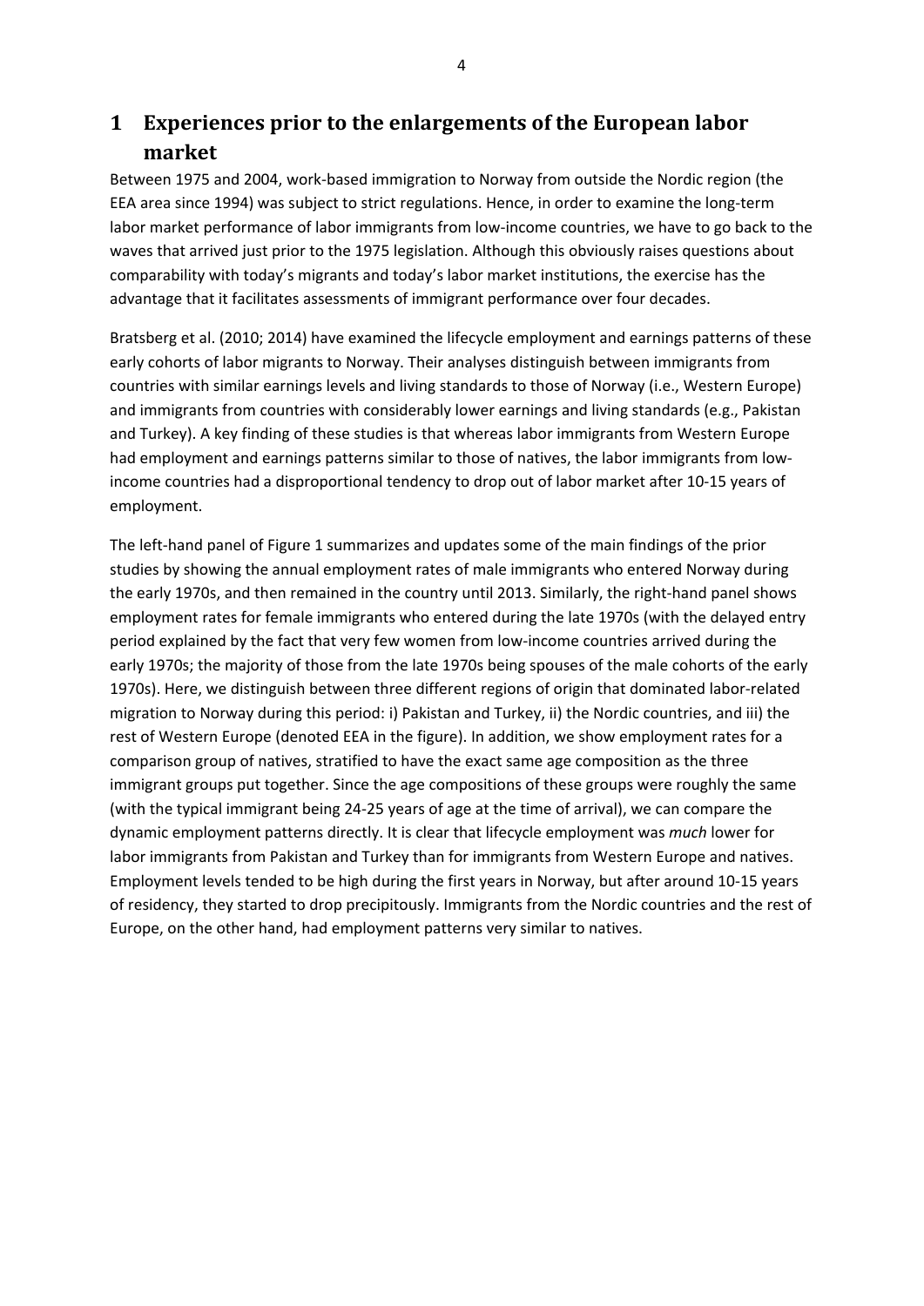# 1 Experiences prior to the enlargements of the European labor market

Between 1975 and 2004, work-based immigration to Norway from outside the Nordic region (the EEA area since 1994) was subject to strict regulations. Hence, in order to examine the long-term labor market performance of labor immigrants from low-income countries, we have to go back to the waves that arrived just prior to the 1975 legislation. Although this obviously raises questions about comparability with today's migrants and today's labor market institutions, the exercise has the advantage that it facilitates assessments of immigrant performance over four decades.

Bratsberg et al. (2010; 2014) have examined the lifecycle employment and earnings patterns of these early cohorts of labor migrants to Norway. Their analyses distinguish between immigrants from countries with similar earnings levels and living standards to those of Norway (i.e., Western Europe) and immigrants from countries with considerably lower earnings and living standards (e.g., Pakistan and Turkey). A key finding of these studies is that whereas labor immigrants from Western Europe had employment and earnings patterns similar to those of natives, the labor immigrants from low-income countries had a disproportional tendency to drop out of labor market after 10-15 years of employment.

The left-hand panel of Figure 1 summarizes and updates some of the main findings of the prior studies by showing the annual employment rates of male immigrants who entered Norway during the early 1970s, and then remained in the country until 2013. Similarly, the right-hand panel shows employment rates for female immigrants who entered during the late 1970s (with the delayed entry period explained by the fact that very few women from low-income countries arrived during the early 1970s; the majority of those from the late 1970s being spouses of the male cohorts of the early 1970s). Here, we distinguish between three different regions of origin that dominated labor-related migration to Norway during this period: i) Pakistan and Turkey, ii) the Nordic countries, and iii) the rest of Western Europe (denoted EEA in the figure). In addition, we show employment rates for a comparison group of natives, stratified to have the exact same age composition as the three immigrant groups put together. Since the age compositions of these groups were roughly the same (with the typical immigrant being 24-25 years of age at the time of arrival), we can compare the dynamic employment patterns directly. It is clear that lifecycle employment was *much* lower for labor immigrants from Pakistan and Turkey than for immigrants from Western Europe and natives. Employment levels tended to be high during the first years in Norway, but after around 10-15 years of residency, they started to drop precipitously. Immigrants from the Nordic countries and the rest of Europe, on the other hand, had employment patterns very similar to natives.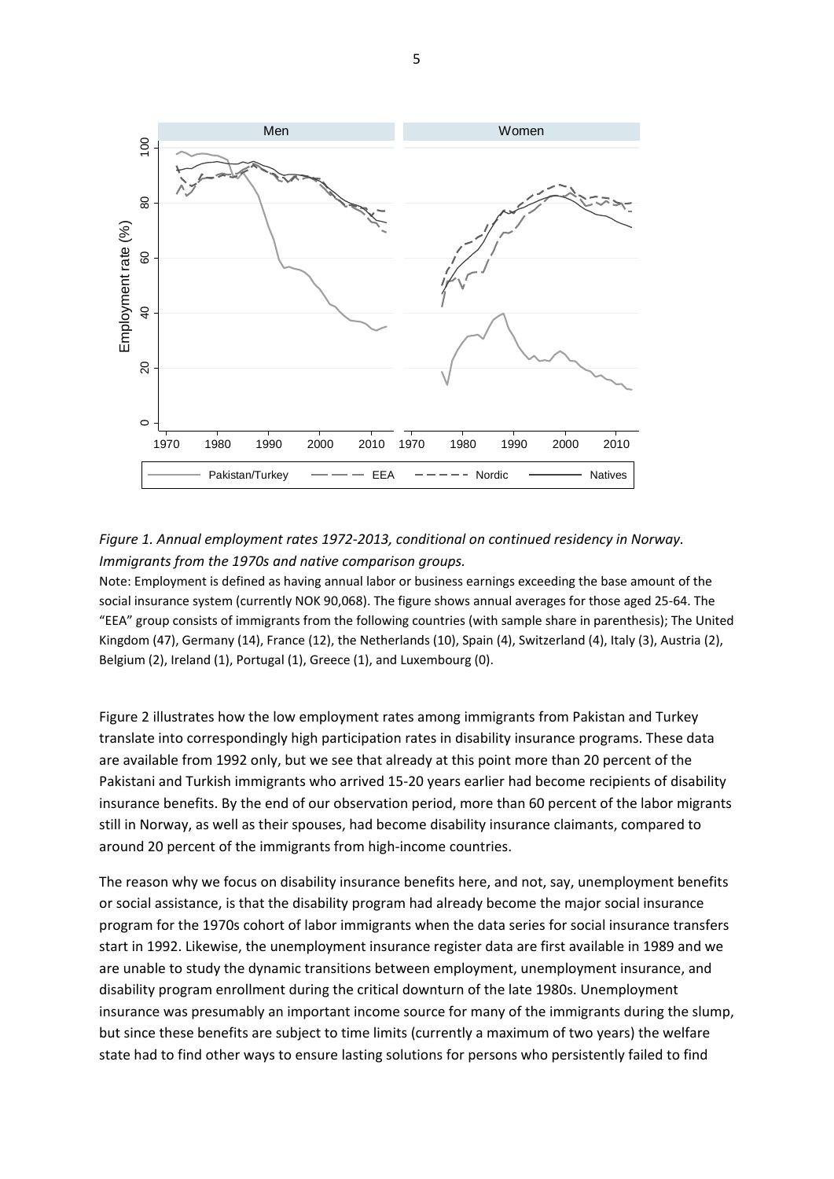*Figure 1. Annual employment rates 1972-2013, conditional on continued residency in Norway. Immigrants from the 1970s and native comparison groups.*

Note: Employment is defined as having annual labor or business earnings exceeding the base amount of the social insurance system (currently NOK 90,068). The figure shows annual averages for those aged 25-64. The "EEA" group consists of immigrants from the following countries (with sample share in parenthesis); The United Kingdom (47), Germany (14), France (12), the Netherlands (10), Spain (4), Switzerland (4), Italy (3), Austria (2), Belgium (2), Ireland (1), Portugal (1), Greece (1), and Luxembourg (0).

Figure 2 illustrates how the low employment rates among immigrants from Pakistan and Turkey translate into correspondingly high participation rates in disability insurance programs. These data are available from 1992 only, but we see that already at this point more than 20 percent of the Pakistani and Turkish immigrants who arrived 15-20 years earlier had become recipients of disability insurance benefits. By the end of our observation period, more than 60 percent of the labor migrants still in Norway, as well as their spouses, had become disability insurance claimants, compared to around 20 percent of the immigrants from high-income countries.

The reason why we focus on disability insurance benefits here, and not, say, unemployment benefits or social assistance, is that the disability program had already become the major social insurance program for the 1970s cohort of labor immigrants when the data series for social insurance transfers start in 1992. Likewise, the unemployment insurance register data are first available in 1989 and we are unable to study the dynamic transitions between employment, unemployment insurance, and disability program enrollment during the critical downturn of the late 1980s. Unemployment insurance was presumably an important income source for many of the immigrants during the slump, but since these benefits are subject to time limits (currently a maximum of two years) the welfare state had to find other ways to ensure lasting solutions for persons who persistently failed to find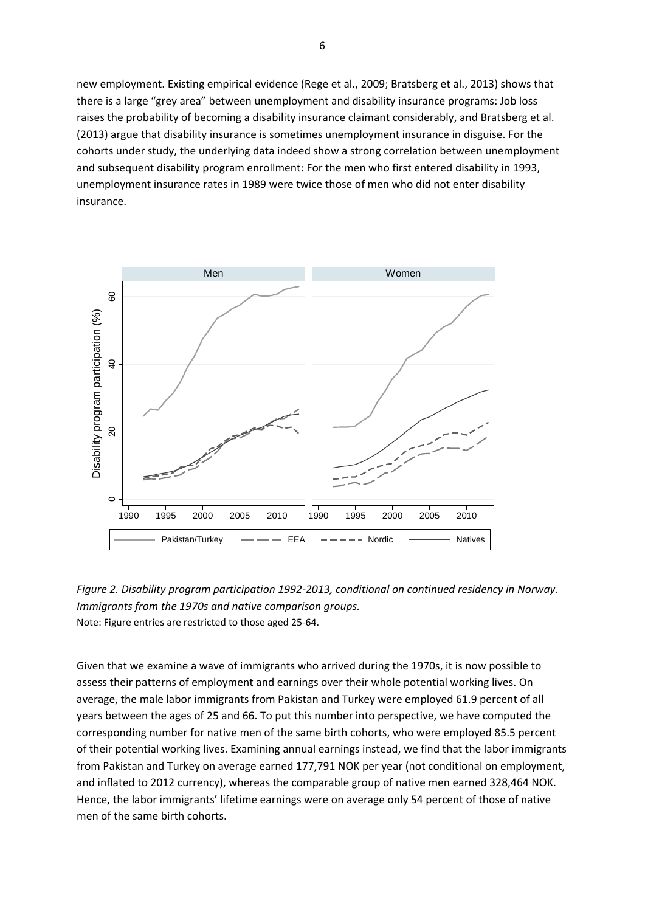new employment. Existing empirical evidence (Rege et al., 2009; Bratsberg et al., 2013) shows that there is a large "grey area" between unemployment and disability insurance programs: Job loss raises the probability of becoming a disability insurance claimant considerably, and Bratsberg et al. (2013) argue that disability insurance is sometimes unemployment insurance in disguise. For the cohorts under study, the underlying data indeed show a strong correlation between unemployment and subsequent disability program enrollment: For the men who first entered disability in 1993, unemployment insurance rates in 1989 were twice those of men who did not enter disability insurance.

*Figure 2. Disability program participation 1992-2013, conditional on continued residency in Norway. Immigrants from the 1970s and native comparison groups.*

Note: Figure entries are restricted to those aged 25-64.

Given that we examine a wave of immigrants who arrived during the 1970s, it is now possible to assess their patterns of employment and earnings over their whole potential working lives. On average, the male labor immigrants from Pakistan and Turkey were employed 61.9 percent of all years between the ages of 25 and 66. To put this number into perspective, we have computed the corresponding number for native men of the same birth cohorts, who were employed 85.5 percent of their potential working lives. Examining annual earnings instead, we find that the labor immigrants from Pakistan and Turkey on average earned 177,791 NOK per year (not conditional on employment, and inflated to 2012 currency), whereas the comparable group of native men earned 328,464 NOK. Hence, the labor immigrants' lifetime earnings were on average only 54 percent of those of native men of the same birth cohorts.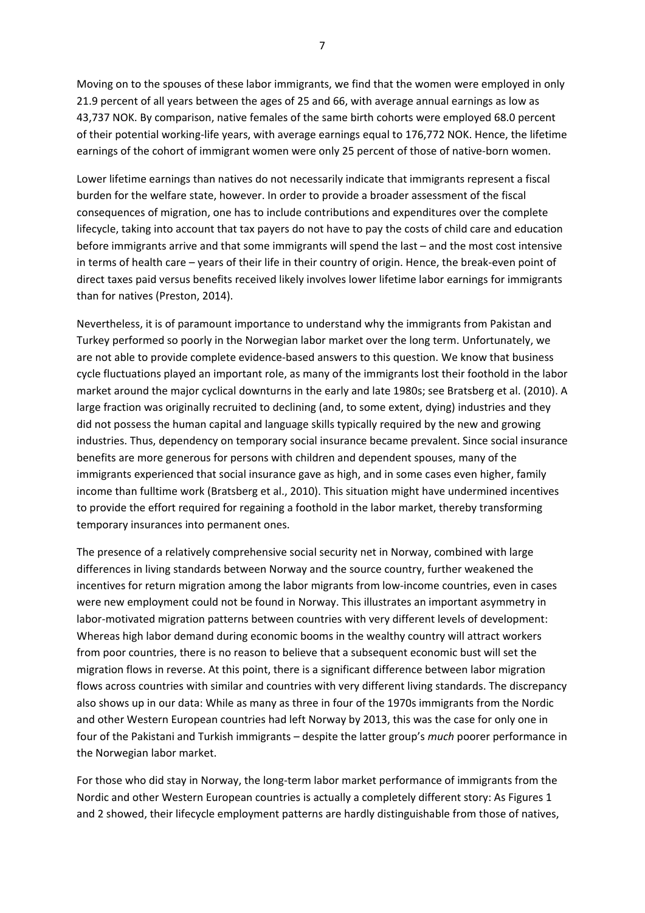Moving on to the spouses of these labor immigrants, we find that the women were employed in only 21.9 percent of all years between the ages of 25 and 66, with average annual earnings as low as 43,737 NOK. By comparison, native females of the same birth cohorts were employed 68.0 percent of their potential working-life years, with average earnings equal to 176,772 NOK. Hence, the lifetime earnings of the cohort of immigrant women were only 25 percent of those of native-born women.

Lower lifetime earnings than natives do not necessarily indicate that immigrants represent a fiscal burden for the welfare state, however. In order to provide a broader assessment of the fiscal consequences of migration, one has to include contributions and expenditures over the complete lifecycle, taking into account that tax payers do not have to pay the costs of child care and education before immigrants arrive and that some immigrants will spend the last – and the most cost intensive in terms of health care – years of their life in their country of origin. Hence, the break-even point of direct taxes paid versus benefits received likely involves lower lifetime labor earnings for immigrants than for natives (Preston, 2014).

Nevertheless, it is of paramount importance to understand why the immigrants from Pakistan and Turkey performed so poorly in the Norwegian labor market over the long term. Unfortunately, we are not able to provide complete evidence-based answers to this question. We know that business cycle fluctuations played an important role, as many of the immigrants lost their foothold in the labor market around the major cyclical downturns in the early and late 1980s; see Bratsberg et al. (2010). A large fraction was originally recruited to declining (and, to some extent, dying) industries and they did not possess the human capital and language skills typically required by the new and growing industries. Thus, dependency on temporary social insurance became prevalent. Since social insurance benefits are more generous for persons with children and dependent spouses, many of the immigrants experienced that social insurance gave as high, and in some cases even higher, family income than fulltime work (Bratsberg et al., 2010). This situation might have undermined incentives to provide the effort required for regaining a foothold in the labor market, thereby transforming temporary insurances into permanent ones.

The presence of a relatively comprehensive social security net in Norway, combined with large differences in living standards between Norway and the source country, further weakened the incentives for return migration among the labor migrants from low-income countries, even in cases were new employment could not be found in Norway. This illustrates an important asymmetry in labor-motivated migration patterns between countries with very different levels of development: Whereas high labor demand during economic booms in the wealthy country will attract workers from poor countries, there is no reason to believe that a subsequent economic bust will set the migration flows in reverse. At this point, there is a significant difference between labor migration flows across countries with similar and countries with very different living standards. The discrepancy also shows up in our data: While as many as three in four of the 1970s immigrants from the Nordic and other Western European countries had left Norway by 2013, this was the case for only one in four of the Pakistani and Turkish immigrants – despite the latter group's *much* poorer performance in the Norwegian labor market.

For those who did stay in Norway, the long-term labor market performance of immigrants from the Nordic and other Western European countries is actually a completely different story: As Figures 1 and 2 showed, their lifecycle employment patterns are hardly distinguishable from those of natives,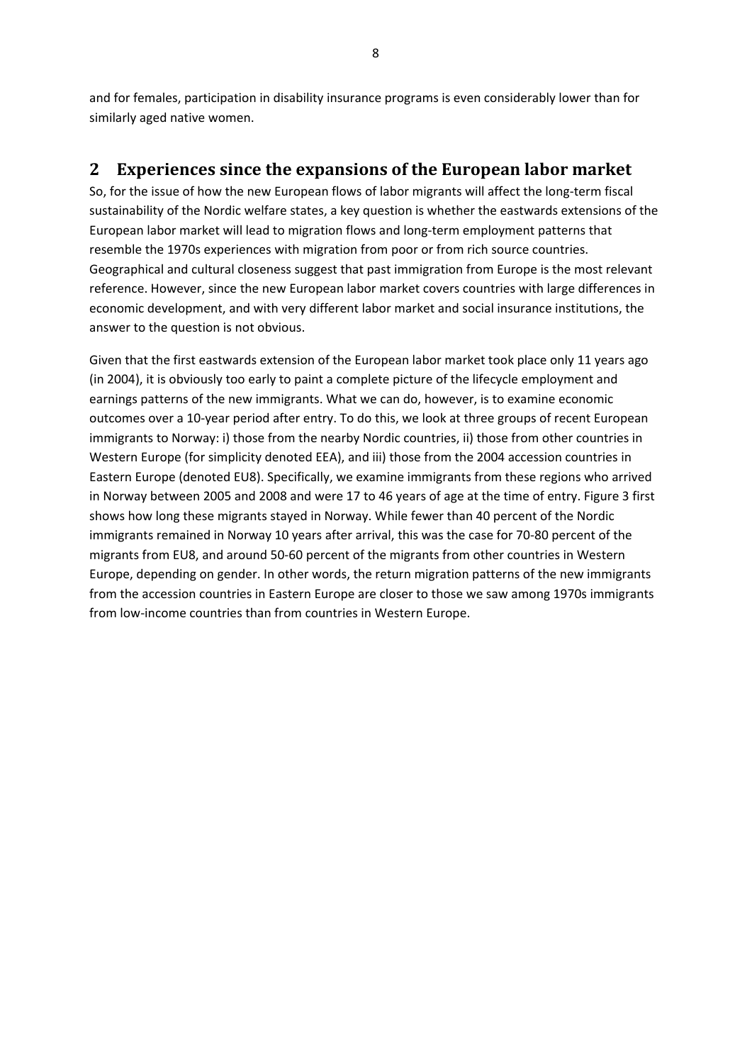and for females, participation in disability insurance programs is even considerably lower than for similarly aged native women.

## 2 Experiences since the expansions of the European labor market

So, for the issue of how the new European flows of labor migrants will affect the long-term fiscal sustainability of the Nordic welfare states, a key question is whether the eastwards extensions of the European labor market will lead to migration flows and long-term employment patterns that resemble the 1970s experiences with migration from poor or from rich source countries. Geographical and cultural closeness suggest that past immigration from Europe is the most relevant reference. However, since the new European labor market covers countries with large differences in economic development, and with very different labor market and social insurance institutions, the answer to the question is not obvious.

Given that the first eastwards extension of the European labor market took place only 11 years ago (in 2004), it is obviously too early to paint a complete picture of the lifecycle employment and earnings patterns of the new immigrants. What we can do, however, is to examine economic outcomes over a 10-year period after entry. To do this, we look at three groups of recent European immigrants to Norway: i) those from the nearby Nordic countries, ii) those from other countries in Western Europe (for simplicity denoted EEA), and iii) those from the 2004 accession countries in Eastern Europe (denoted EU8). Specifically, we examine immigrants from these regions who arrived in Norway between 2005 and 2008 and were 17 to 46 years of age at the time of entry. Figure 3 first shows how long these migrants stayed in Norway. While fewer than 40 percent of the Nordic immigrants remained in Norway 10 years after arrival, this was the case for 70-80 percent of the migrants from EU8, and around 50-60 percent of the migrants from other countries in Western Europe, depending on gender. In other words, the return migration patterns of the new immigrants from the accession countries in Eastern Europe are closer to those we saw among 1970s immigrants from low-income countries than from countries in Western Europe.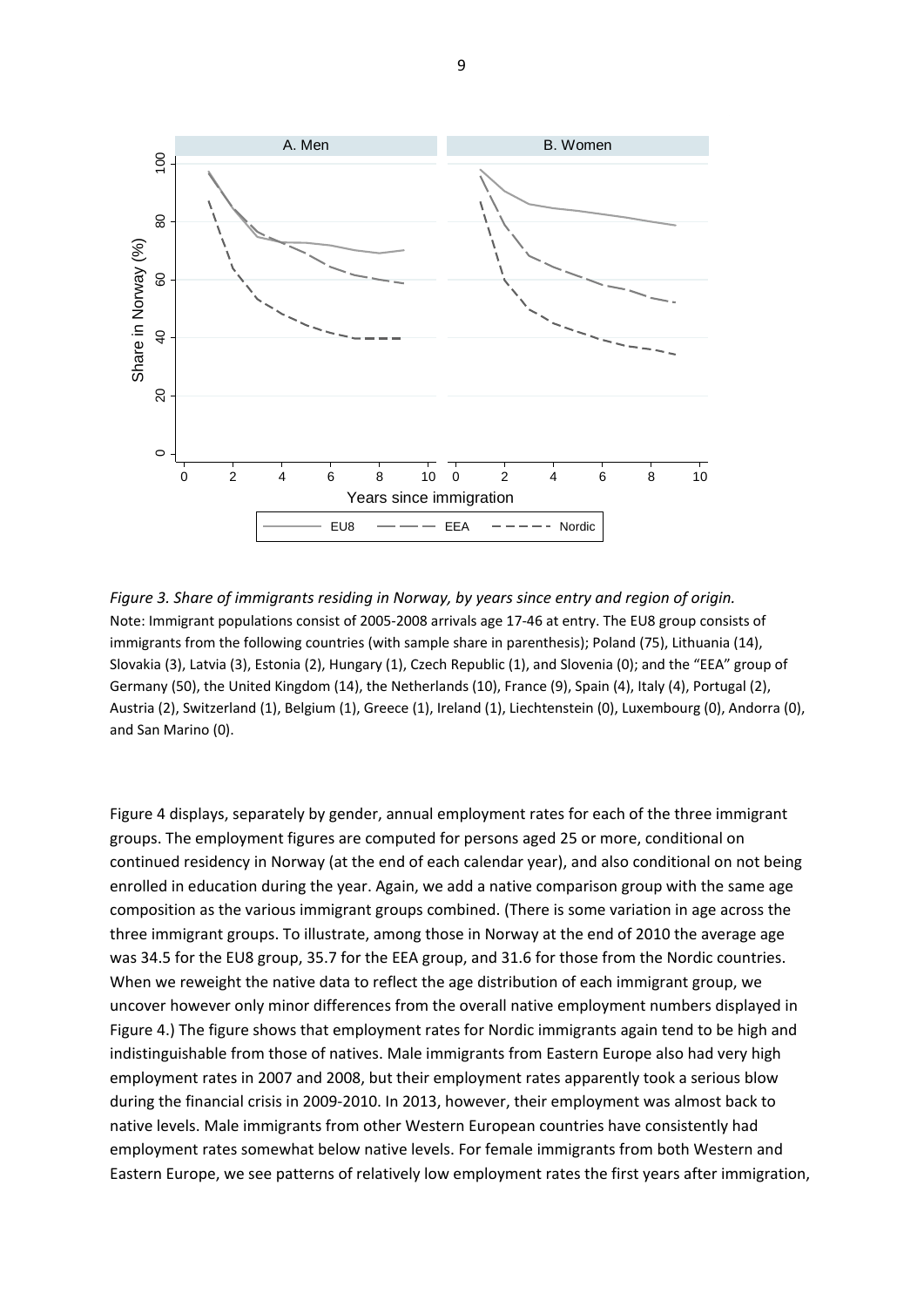*Figure 3. Share of immigrants residing in Norway, by years since entry and region of origin.*
Note: Immigrant populations consist of 2005-2008 arrivals age 17-46 at entry. The EU8 group consists of immigrants from the following countries (with sample share in parenthesis); Poland (75), Lithuania (14), Slovakia (3), Latvia (3), Estonia (2), Hungary (1), Czech Republic (1), and Slovenia (0); and the "EEA" group of Germany (50), the United Kingdom (14), the Netherlands (10), France (9), Spain (4), Italy (4), Portugal (2), Austria (2), Switzerland (1), Belgium (1), Greece (1), Ireland (1), Liechtenstein (0), Luxembourg (0), Andorra (0), and San Marino (0).

Figure 4 displays, separately by gender, annual employment rates for each of the three immigrant groups. The employment figures are computed for persons aged 25 or more, conditional on continued residency in Norway (at the end of each calendar year), and also conditional on not being enrolled in education during the year. Again, we add a native comparison group with the same age composition as the various immigrant groups combined. (There is some variation in age across the three immigrant groups. To illustrate, among those in Norway at the end of 2010 the average age was 34.5 for the EU8 group, 35.7 for the EEA group, and 31.6 for those from the Nordic countries. When we reweight the native data to reflect the age distribution of each immigrant group, we uncover however only minor differences from the overall native employment numbers displayed in Figure 4.) The figure shows that employment rates for Nordic immigrants again tend to be high and indistinguishable from those of natives. Male immigrants from Eastern Europe also had very high employment rates in 2007 and 2008, but their employment rates apparently took a serious blow during the financial crisis in 2009-2010. In 2013, however, their employment was almost back to native levels. Male immigrants from other Western European countries have consistently had employment rates somewhat below native levels. For female immigrants from both Western and Eastern Europe, we see patterns of relatively low employment rates the first years after immigration,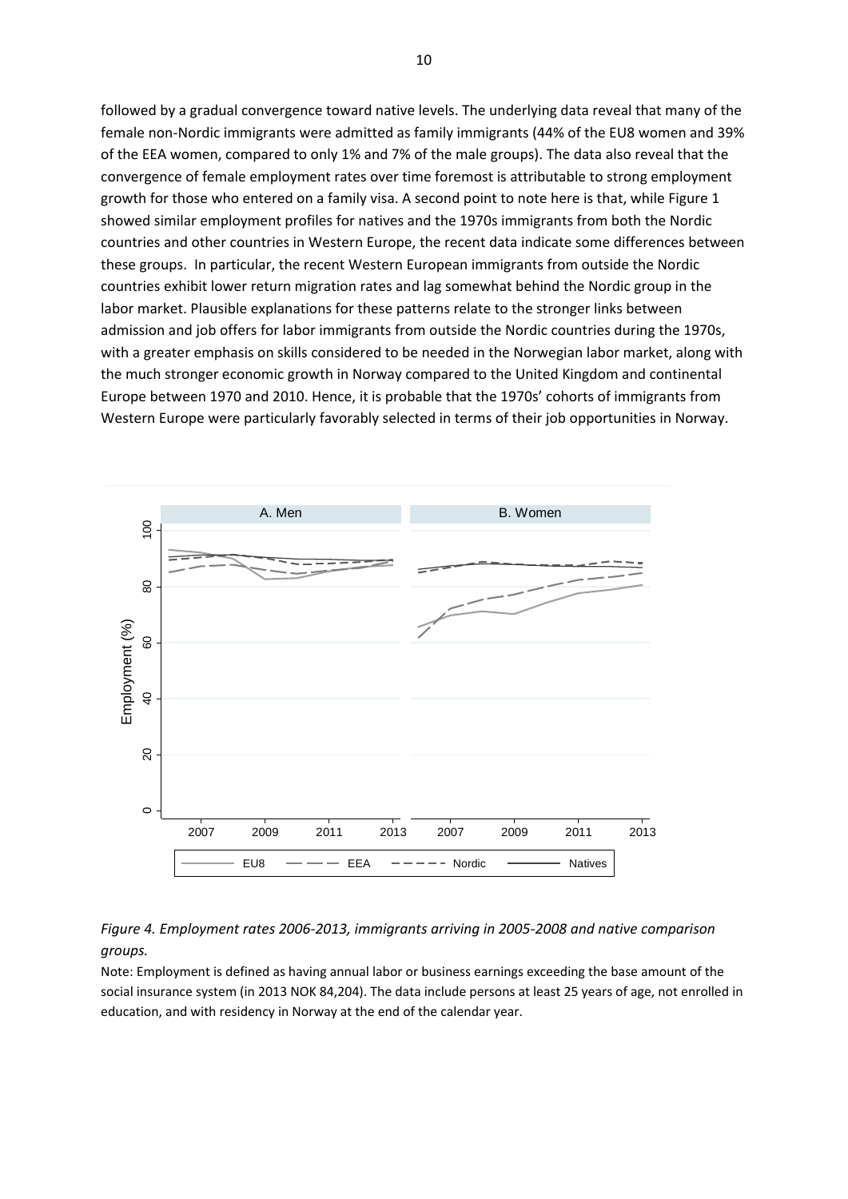followed by a gradual convergence toward native levels. The underlying data reveal that many of the female non-Nordic immigrants were admitted as family immigrants (44% of the EU8 women and 39% of the EEA women, compared to only 1% and 7% of the male groups). The data also reveal that the convergence of female employment rates over time foremost is attributable to strong employment growth for those who entered on a family visa. A second point to note here is that, while Figure 1 showed similar employment profiles for natives and the 1970s immigrants from both the Nordic countries and other countries in Western Europe, the recent data indicate some differences between these groups. In particular, the recent Western European immigrants from outside the Nordic countries exhibit lower return migration rates and lag somewhat behind the Nordic group in the labor market. Plausible explanations for these patterns relate to the stronger links between admission and job offers for labor immigrants from outside the Nordic countries during the 1970s, with a greater emphasis on skills considered to be needed in the Norwegian labor market, along with the much stronger economic growth in Norway compared to the United Kingdom and continental Europe between 1970 and 2010. Hence, it is probable that the 1970s' cohorts of immigrants from Western Europe were particularly favorably selected in terms of their job opportunities in Norway.

*Figure 4. Employment rates 2006-2013, immigrants arriving in 2005-2008 and native comparison groups.*

Note: Employment is defined as having annual labor or business earnings exceeding the base amount of the social insurance system (in 2013 NOK 84,204). The data include persons at least 25 years of age, not enrolled in education, and with residency in Norway at the end of the calendar year.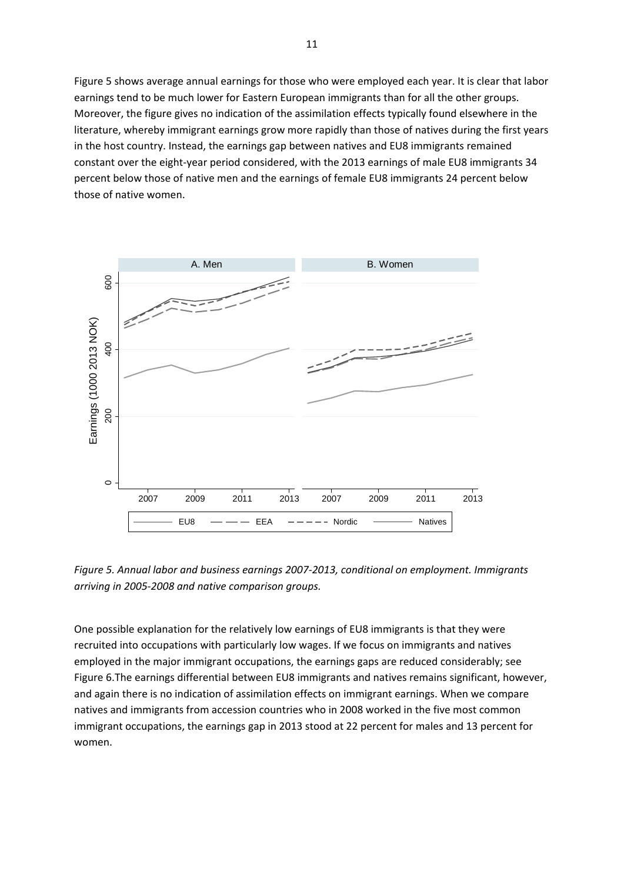Figure 5 shows average annual earnings for those who were employed each year. It is clear that labor earnings tend to be much lower for Eastern European immigrants than for all the other groups. Moreover, the figure gives no indication of the assimilation effects typically found elsewhere in the literature, whereby immigrant earnings grow more rapidly than those of natives during the first years in the host country. Instead, the earnings gap between natives and EU8 immigrants remained constant over the eight-year period considered, with the 2013 earnings of male EU8 immigrants 34 percent below those of native men and the earnings of female EU8 immigrants 24 percent below those of native women.

*Figure 5. Annual labor and business earnings 2007-2013, conditional on employment. Immigrants arriving in 2005-2008 and native comparison groups.*

One possible explanation for the relatively low earnings of EU8 immigrants is that they were recruited into occupations with particularly low wages. If we focus on immigrants and natives employed in the major immigrant occupations, the earnings gaps are reduced considerably; see Figure 6.The earnings differential between EU8 immigrants and natives remains significant, however, and again there is no indication of assimilation effects on immigrant earnings. When we compare natives and immigrants from accession countries who in 2008 worked in the five most common immigrant occupations, the earnings gap in 2013 stood at 22 percent for males and 13 percent for women.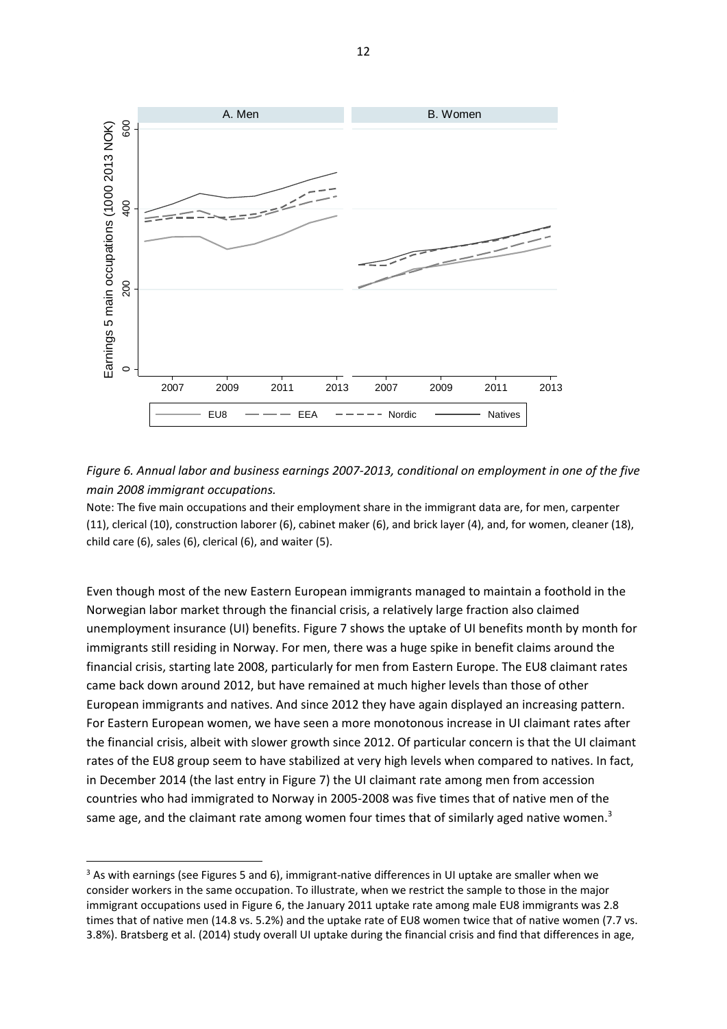*Figure 6. Annual labor and business earnings 2007-2013, conditional on employment in one of the five main 2008 immigrant occupations.*

Note: The five main occupations and their employment share in the immigrant data are, for men, carpenter (11), clerical (10), construction laborer (6), cabinet maker (6), and brick layer (4), and, for women, cleaner (18), child care (6), sales (6), clerical (6), and waiter (5).

Even though most of the new Eastern European immigrants managed to maintain a foothold in the Norwegian labor market through the financial crisis, a relatively large fraction also claimed unemployment insurance (UI) benefits. Figure 7 shows the uptake of UI benefits month by month for immigrants still residing in Norway. For men, there was a huge spike in benefit claims around the financial crisis, starting late 2008, particularly for men from Eastern Europe. The EU8 claimant rates came back down around 2012, but have remained at much higher levels than those of other European immigrants and natives. And since 2012 they have again displayed an increasing pattern. For Eastern European women, we have seen a more monotonous increase in UI claimant rates after the financial crisis, albeit with slower growth since 2012. Of particular concern is that the UI claimant rates of the EU8 group seem to have stabilized at very high levels when compared to natives. In fact, in December 2014 (the last entry in Figure 7) the UI claimant rate among men from accession countries who had immigrated to Norway in 2005-2008 was five times that of native men of the same age, and the claimant rate among women four times that of similarly aged native women.[3]

[3] As with earnings (see Figures 5 and 6), immigrant-native differences in UI uptake are smaller when we consider workers in the same occupation. To illustrate, when we restrict the sample to those in the major immigrant occupations used in Figure 6, the January 2011 uptake rate among male EU8 immigrants was 2.8 times that of native men (14.8 vs. 5.2%) and the uptake rate of EU8 women twice that of native women (7.7 vs. 3.8%). Bratsberg et al. (2014) study overall UI uptake during the financial crisis and find that differences in age,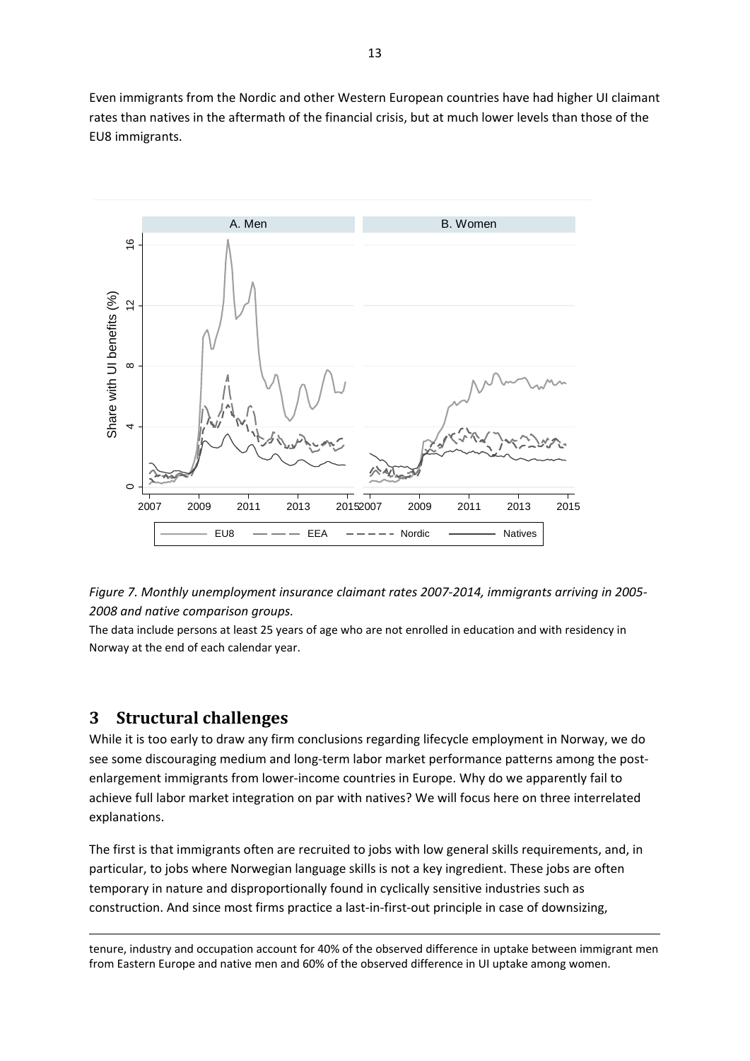Even immigrants from the Nordic and other Western European countries have had higher UI claimant rates than natives in the aftermath of the financial crisis, but at much lower levels than those of the EU8 immigrants.

*Figure 7. Monthly unemployment insurance claimant rates 2007-2014, immigrants arriving in 2005-2008 and native comparison groups.*

The data include persons at least 25 years of age who are not enrolled in education and with residency in Norway at the end of each calendar year.

## 3 Structural challenges

While it is too early to draw any firm conclusions regarding lifecycle employment in Norway, we do see some discouraging medium and long-term labor market performance patterns among the post-enlargement immigrants from lower-income countries in Europe. Why do we apparently fail to achieve full labor market integration on par with natives? We will focus here on three interrelated explanations.

The first is that immigrants often are recruited to jobs with low general skills requirements, and, in particular, to jobs where Norwegian language skills is not a key ingredient. These jobs are often temporary in nature and disproportionally found in cyclically sensitive industries such as construction. And since most firms practice a last-in-first-out principle in case of downsizing,

---

tenure, industry and occupation account for 40% of the observed difference in uptake between immigrant men from Eastern Europe and native men and 60% of the observed difference in UI uptake among women.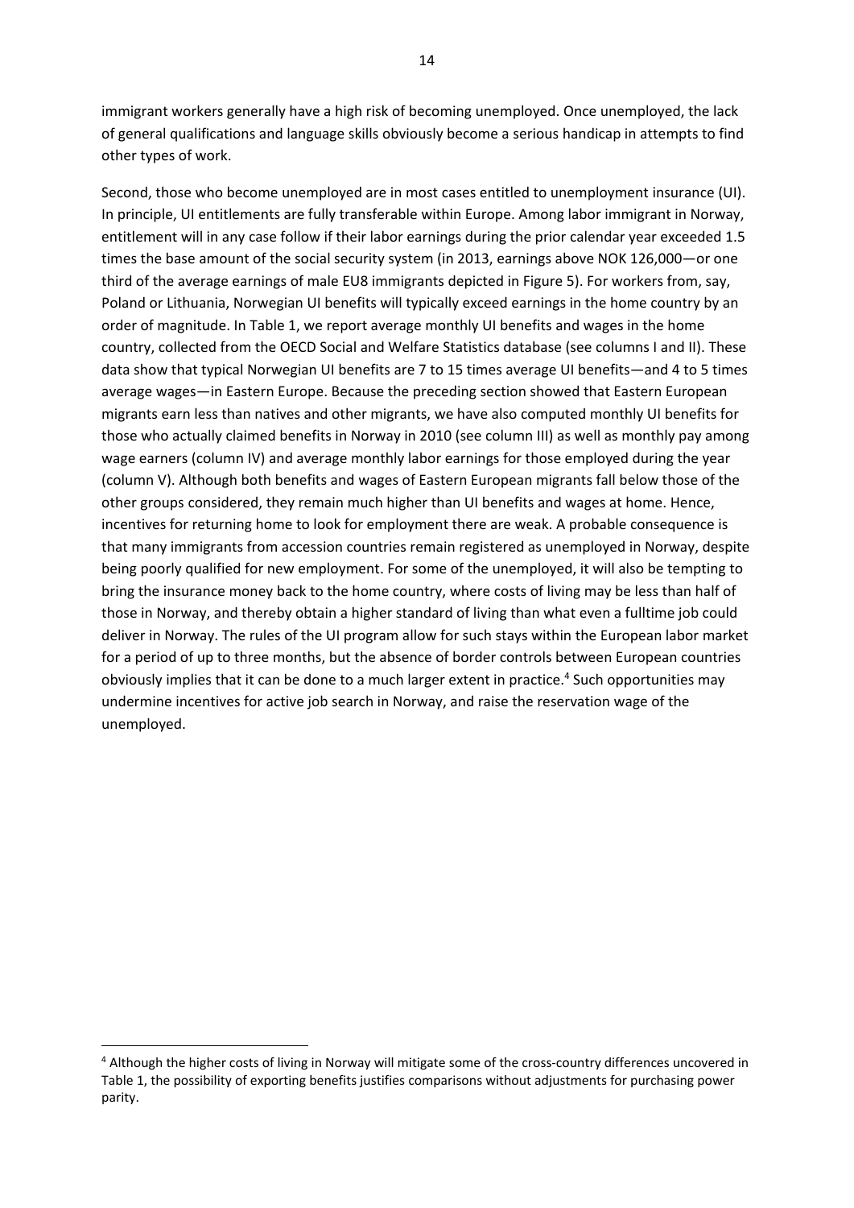immigrant workers generally have a high risk of becoming unemployed. Once unemployed, the lack of general qualifications and language skills obviously become a serious handicap in attempts to find other types of work.

Second, those who become unemployed are in most cases entitled to unemployment insurance (UI). In principle, UI entitlements are fully transferable within Europe. Among labor immigrant in Norway, entitlement will in any case follow if their labor earnings during the prior calendar year exceeded 1.5 times the base amount of the social security system (in 2013, earnings above NOK 126,000—or one third of the average earnings of male EU8 immigrants depicted in Figure 5). For workers from, say, Poland or Lithuania, Norwegian UI benefits will typically exceed earnings in the home country by an order of magnitude. In Table 1, we report average monthly UI benefits and wages in the home country, collected from the OECD Social and Welfare Statistics database (see columns I and II). These data show that typical Norwegian UI benefits are 7 to 15 times average UI benefits—and 4 to 5 times average wages—in Eastern Europe. Because the preceding section showed that Eastern European migrants earn less than natives and other migrants, we have also computed monthly UI benefits for those who actually claimed benefits in Norway in 2010 (see column III) as well as monthly pay among wage earners (column IV) and average monthly labor earnings for those employed during the year (column V). Although both benefits and wages of Eastern European migrants fall below those of the other groups considered, they remain much higher than UI benefits and wages at home. Hence, incentives for returning home to look for employment there are weak. A probable consequence is that many immigrants from accession countries remain registered as unemployed in Norway, despite being poorly qualified for new employment. For some of the unemployed, it will also be tempting to bring the insurance money back to the home country, where costs of living may be less than half of those in Norway, and thereby obtain a higher standard of living than what even a fulltime job could deliver in Norway. The rules of the UI program allow for such stays within the European labor market for a period of up to three months, but the absence of border controls between European countries obviously implies that it can be done to a much larger extent in practice.[4] Such opportunities may undermine incentives for active job search in Norway, and raise the reservation wage of the unemployed.

[4] Although the higher costs of living in Norway will mitigate some of the cross-country differences uncovered in Table 1, the possibility of exporting benefits justifies comparisons without adjustments for purchasing power parity.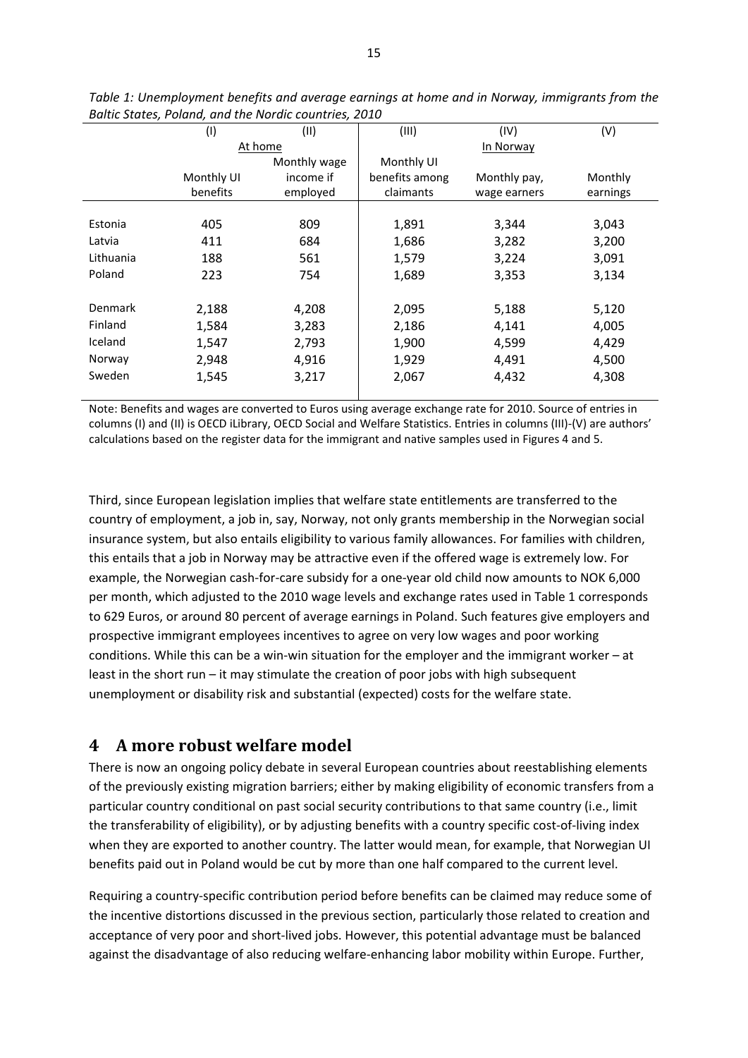*Table 1: Unemployment benefits and average earnings at home and in Norway, immigrants from the Baltic States, Poland, and the Nordic countries, 2010*

| | (I) | (II) | (III) | (IV) | (V) |
|---|---|---|---|---|---|
| | At home | | In Norway | | |
| | Monthly UI benefits | Monthly wage income if employed | Monthly UI benefits among claimants | Monthly pay, wage earners | Monthly earnings |
| Estonia | 405 | 809 | 1,891 | 3,344 | 3,043 |
| Latvia | 411 | 684 | 1,686 | 3,282 | 3,200 |
| Lithuania | 188 | 561 | 1,579 | 3,224 | 3,091 |
| Poland | 223 | 754 | 1,689 | 3,353 | 3,134 |
| Denmark | 2,188 | 4,208 | 2,095 | 5,188 | 5,120 |
| Finland | 1,584 | 3,283 | 2,186 | 4,141 | 4,005 |
| Iceland | 1,547 | 2,793 | 1,900 | 4,599 | 4,429 |
| Norway | 2,948 | 4,916 | 1,929 | 4,491 | 4,500 |
| Sweden | 1,545 | 3,217 | 2,067 | 4,432 | 4,308 |

Note: Benefits and wages are converted to Euros using average exchange rate for 2010. Source of entries in columns (I) and (II) is OECD iLibrary, OECD Social and Welfare Statistics. Entries in columns (III)-(V) are authors' calculations based on the register data for the immigrant and native samples used in Figures 4 and 5.

Third, since European legislation implies that welfare state entitlements are transferred to the country of employment, a job in, say, Norway, not only grants membership in the Norwegian social insurance system, but also entails eligibility to various family allowances. For families with children, this entails that a job in Norway may be attractive even if the offered wage is extremely low. For example, the Norwegian cash-for-care subsidy for a one-year old child now amounts to NOK 6,000 per month, which adjusted to the 2010 wage levels and exchange rates used in Table 1 corresponds to 629 Euros, or around 80 percent of average earnings in Poland. Such features give employers and prospective immigrant employees incentives to agree on very low wages and poor working conditions. While this can be a win-win situation for the employer and the immigrant worker – at least in the short run – it may stimulate the creation of poor jobs with high subsequent unemployment or disability risk and substantial (expected) costs for the welfare state.

# 4 A more robust welfare model

There is now an ongoing policy debate in several European countries about reestablishing elements of the previously existing migration barriers; either by making eligibility of economic transfers from a particular country conditional on past social security contributions to that same country (i.e., limit the transferability of eligibility), or by adjusting benefits with a country specific cost-of-living index when they are exported to another country. The latter would mean, for example, that Norwegian UI benefits paid out in Poland would be cut by more than one half compared to the current level.

Requiring a country-specific contribution period before benefits can be claimed may reduce some of the incentive distortions discussed in the previous section, particularly those related to creation and acceptance of very poor and short-lived jobs. However, this potential advantage must be balanced against the disadvantage of also reducing welfare-enhancing labor mobility within Europe. Further,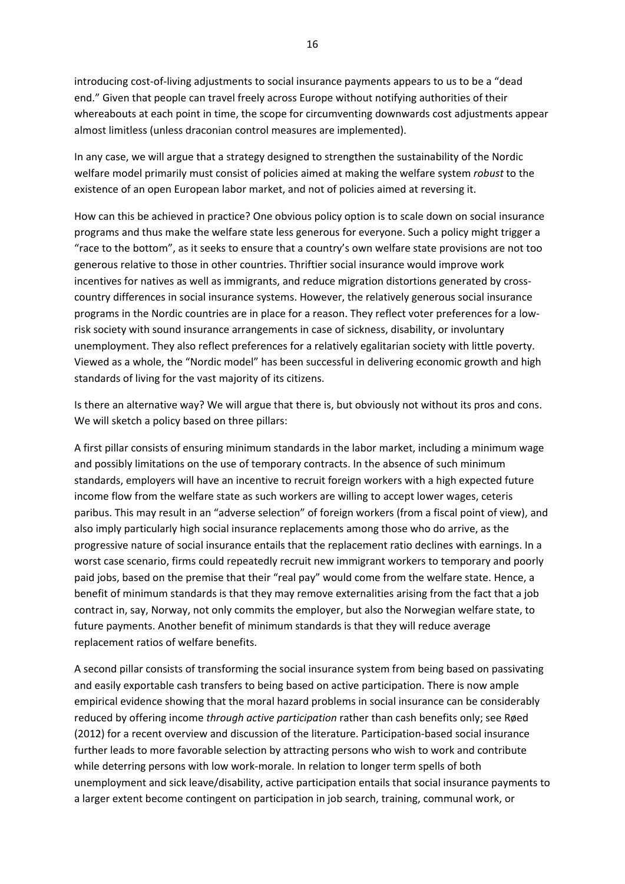introducing cost-of-living adjustments to social insurance payments appears to us to be a "dead end." Given that people can travel freely across Europe without notifying authorities of their whereabouts at each point in time, the scope for circumventing downwards cost adjustments appear almost limitless (unless draconian control measures are implemented).

In any case, we will argue that a strategy designed to strengthen the sustainability of the Nordic welfare model primarily must consist of policies aimed at making the welfare system *robust* to the existence of an open European labor market, and not of policies aimed at reversing it.

How can this be achieved in practice? One obvious policy option is to scale down on social insurance programs and thus make the welfare state less generous for everyone. Such a policy might trigger a "race to the bottom", as it seeks to ensure that a country's own welfare state provisions are not too generous relative to those in other countries. Thriftier social insurance would improve work incentives for natives as well as immigrants, and reduce migration distortions generated by cross-country differences in social insurance systems. However, the relatively generous social insurance programs in the Nordic countries are in place for a reason. They reflect voter preferences for a low-risk society with sound insurance arrangements in case of sickness, disability, or involuntary unemployment. They also reflect preferences for a relatively egalitarian society with little poverty. Viewed as a whole, the "Nordic model" has been successful in delivering economic growth and high standards of living for the vast majority of its citizens.

Is there an alternative way? We will argue that there is, but obviously not without its pros and cons. We will sketch a policy based on three pillars:

A first pillar consists of ensuring minimum standards in the labor market, including a minimum wage and possibly limitations on the use of temporary contracts. In the absence of such minimum standards, employers will have an incentive to recruit foreign workers with a high expected future income flow from the welfare state as such workers are willing to accept lower wages, ceteris paribus. This may result in an "adverse selection" of foreign workers (from a fiscal point of view), and also imply particularly high social insurance replacements among those who do arrive, as the progressive nature of social insurance entails that the replacement ratio declines with earnings. In a worst case scenario, firms could repeatedly recruit new immigrant workers to temporary and poorly paid jobs, based on the premise that their "real pay" would come from the welfare state. Hence, a benefit of minimum standards is that they may remove externalities arising from the fact that a job contract in, say, Norway, not only commits the employer, but also the Norwegian welfare state, to future payments. Another benefit of minimum standards is that they will reduce average replacement ratios of welfare benefits.

A second pillar consists of transforming the social insurance system from being based on passivating and easily exportable cash transfers to being based on active participation. There is now ample empirical evidence showing that the moral hazard problems in social insurance can be considerably reduced by offering income *through active participation* rather than cash benefits only; see Røed (2012) for a recent overview and discussion of the literature. Participation-based social insurance further leads to more favorable selection by attracting persons who wish to work and contribute while deterring persons with low work-morale. In relation to longer term spells of both unemployment and sick leave/disability, active participation entails that social insurance payments to a larger extent become contingent on participation in job search, training, communal work, or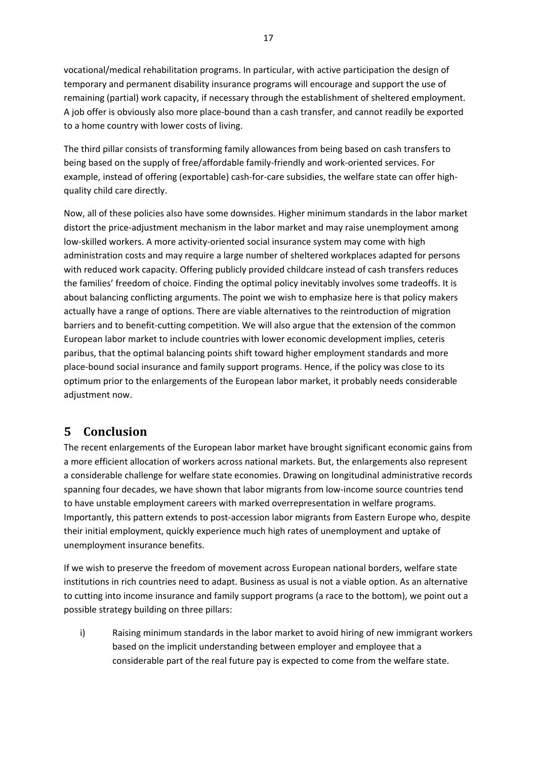vocational/medical rehabilitation programs. In particular, with active participation the design of temporary and permanent disability insurance programs will encourage and support the use of remaining (partial) work capacity, if necessary through the establishment of sheltered employment. A job offer is obviously also more place-bound than a cash transfer, and cannot readily be exported to a home country with lower costs of living.

The third pillar consists of transforming family allowances from being based on cash transfers to being based on the supply of free/affordable family-friendly and work-oriented services. For example, instead of offering (exportable) cash-for-care subsidies, the welfare state can offer high-quality child care directly.

Now, all of these policies also have some downsides. Higher minimum standards in the labor market distort the price-adjustment mechanism in the labor market and may raise unemployment among low-skilled workers. A more activity-oriented social insurance system may come with high administration costs and may require a large number of sheltered workplaces adapted for persons with reduced work capacity. Offering publicly provided childcare instead of cash transfers reduces the families' freedom of choice. Finding the optimal policy inevitably involves some tradeoffs. It is about balancing conflicting arguments. The point we wish to emphasize here is that policy makers actually have a range of options. There are viable alternatives to the reintroduction of migration barriers and to benefit-cutting competition. We will also argue that the extension of the common European labor market to include countries with lower economic development implies, ceteris paribus, that the optimal balancing points shift toward higher employment standards and more place-bound social insurance and family support programs. Hence, if the policy was close to its optimum prior to the enlargements of the European labor market, it probably needs considerable adjustment now.

# 5 Conclusion

The recent enlargements of the European labor market have brought significant economic gains from a more efficient allocation of workers across national markets. But, the enlargements also represent a considerable challenge for welfare state economies. Drawing on longitudinal administrative records spanning four decades, we have shown that labor migrants from low-income source countries tend to have unstable employment careers with marked overrepresentation in welfare programs. Importantly, this pattern extends to post-accession labor migrants from Eastern Europe who, despite their initial employment, quickly experience much high rates of unemployment and uptake of unemployment insurance benefits.

If we wish to preserve the freedom of movement across European national borders, welfare state institutions in rich countries need to adapt. Business as usual is not a viable option. As an alternative to cutting into income insurance and family support programs (a race to the bottom), we point out a possible strategy building on three pillars:

i) Raising minimum standards in the labor market to avoid hiring of new immigrant workers based on the implicit understanding between employer and employee that a considerable part of the real future pay is expected to come from the welfare state.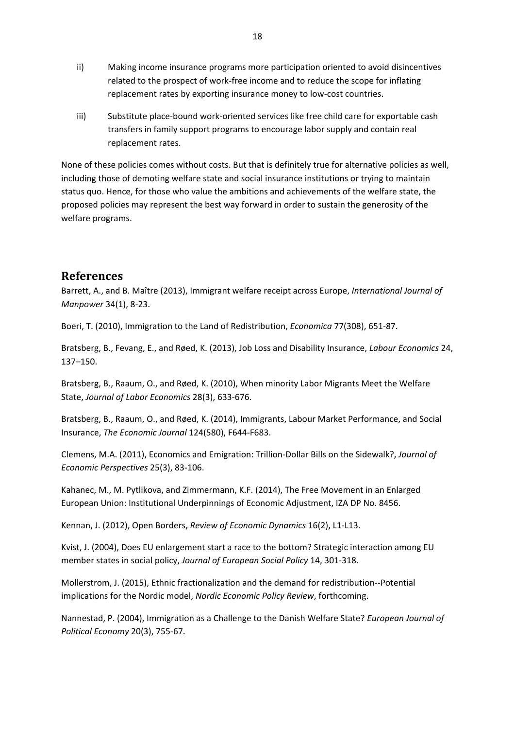ii) Making income insurance programs more participation oriented to avoid disincentives related to the prospect of work-free income and to reduce the scope for inflating replacement rates by exporting insurance money to low-cost countries.

iii) Substitute place-bound work-oriented services like free child care for exportable cash transfers in family support programs to encourage labor supply and contain real replacement rates.

None of these policies comes without costs. But that is definitely true for alternative policies as well, including those of demoting welfare state and social insurance institutions or trying to maintain status quo. Hence, for those who value the ambitions and achievements of the welfare state, the proposed policies may represent the best way forward in order to sustain the generosity of the welfare programs.

## References

Barrett, A., and B. Maître (2013), Immigrant welfare receipt across Europe, *International Journal of Manpower* 34(1), 8-23.

Boeri, T. (2010), Immigration to the Land of Redistribution, *Economica* 77(308), 651-87.

Bratsberg, B., Fevang, E., and Røed, K. (2013), Job Loss and Disability Insurance, *Labour Economics* 24, 137–150.

Bratsberg, B., Raaum, O., and Røed, K. (2010), When minority Labor Migrants Meet the Welfare State, *Journal of Labor Economics* 28(3), 633-676.

Bratsberg, B., Raaum, O., and Røed, K. (2014), Immigrants, Labour Market Performance, and Social Insurance, *The Economic Journal* 124(580), F644-F683.

Clemens, M.A. (2011), Economics and Emigration: Trillion-Dollar Bills on the Sidewalk?, *Journal of Economic Perspectives* 25(3), 83-106.

Kahanec, M., M. Pytlikova, and Zimmermann, K.F. (2014), The Free Movement in an Enlarged European Union: Institutional Underpinnings of Economic Adjustment, IZA DP No. 8456.

Kennan, J. (2012), Open Borders, *Review of Economic Dynamics* 16(2), L1-L13.

Kvist, J. (2004), Does EU enlargement start a race to the bottom? Strategic interaction among EU member states in social policy, *Journal of European Social Policy* 14, 301-318.

Mollerstrom, J. (2015), Ethnic fractionalization and the demand for redistribution--Potential implications for the Nordic model, *Nordic Economic Policy Review*, forthcoming.

Nannestad, P. (2004), Immigration as a Challenge to the Danish Welfare State? *European Journal of Political Economy* 20(3), 755-67.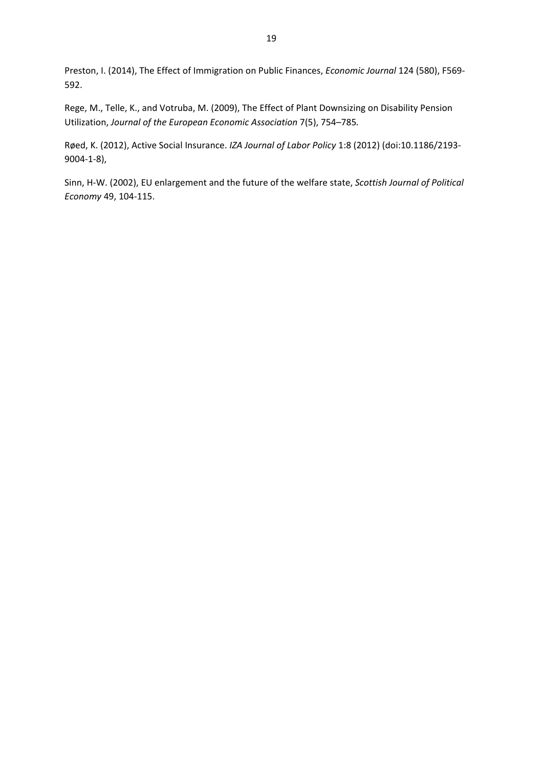Preston, I. (2014), The Effect of Immigration on Public Finances, *Economic Journal* 124 (580), F569-592.

Rege, M., Telle, K., and Votruba, M. (2009), The Effect of Plant Downsizing on Disability Pension Utilization, *Journal of the European Economic Association* 7(5), 754–785.

Røed, K. (2012), Active Social Insurance. *IZA Journal of Labor Policy* 1:8 (2012) (doi:10.1186/2193-9004-1-8),

Sinn, H-W. (2002), EU enlargement and the future of the welfare state, *Scottish Journal of Political Economy* 49, 104-115.